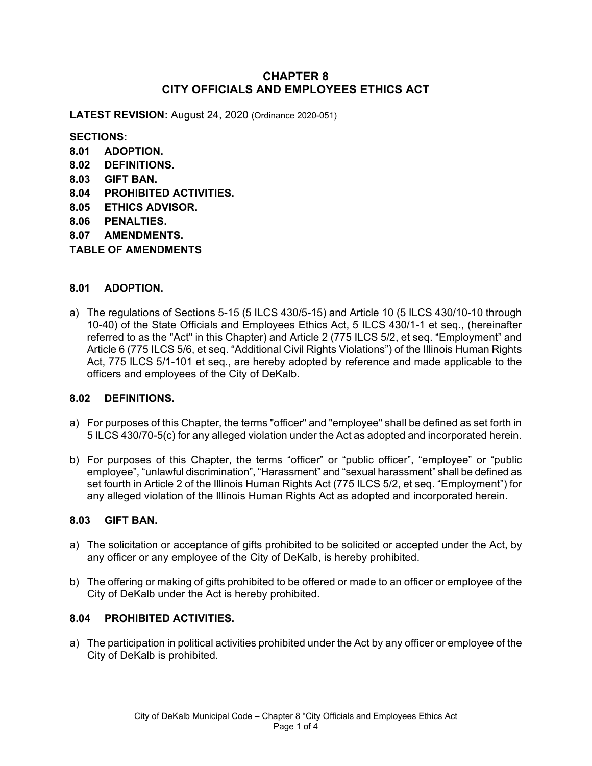# CHAPTER 8
# CITY OFFICIALS AND EMPLOYEES ETHICS ACT

**LATEST REVISION:** August 24, 2020 (Ordinance 2020-051)

**SECTIONS:**

**8.01 ADOPTION.**
**8.02 DEFINITIONS.**
**8.03 GIFT BAN.**
**8.04 PROHIBITED ACTIVITIES.**
**8.05 ETHICS ADVISOR.**
**8.06 PENALTIES.**
**8.07 AMENDMENTS.**
**TABLE OF AMENDMENTS**

## 8.01 ADOPTION.

a) The regulations of Sections 5-15 (5 ILCS 430/5-15) and Article 10 (5 ILCS 430/10-10 through 10-40) of the State Officials and Employees Ethics Act, 5 ILCS 430/1-1 et seq., (hereinafter referred to as the "Act" in this Chapter) and Article 2 (775 ILCS 5/2, et seq. "Employment" and Article 6 (775 ILCS 5/6, et seq. "Additional Civil Rights Violations") of the Illinois Human Rights Act, 775 ILCS 5/1-101 et seq., are hereby adopted by reference and made applicable to the officers and employees of the City of DeKalb.

## 8.02 DEFINITIONS.

a) For purposes of this Chapter, the terms "officer" and "employee" shall be defined as set forth in 5 ILCS 430/70-5(c) for any alleged violation under the Act as adopted and incorporated herein.

b) For purposes of this Chapter, the terms "officer" or "public officer", "employee" or "public employee", "unlawful discrimination", "Harassment" and "sexual harassment" shall be defined as set fourth in Article 2 of the Illinois Human Rights Act (775 ILCS 5/2, et seq. "Employment") for any alleged violation of the Illinois Human Rights Act as adopted and incorporated herein.

## 8.03 GIFT BAN.

a) The solicitation or acceptance of gifts prohibited to be solicited or accepted under the Act, by any officer or any employee of the City of DeKalb, is hereby prohibited.

b) The offering or making of gifts prohibited to be offered or made to an officer or employee of the City of DeKalb under the Act is hereby prohibited.

## 8.04 PROHIBITED ACTIVITIES.

a) The participation in political activities prohibited under the Act by any officer or employee of the City of DeKalb is prohibited.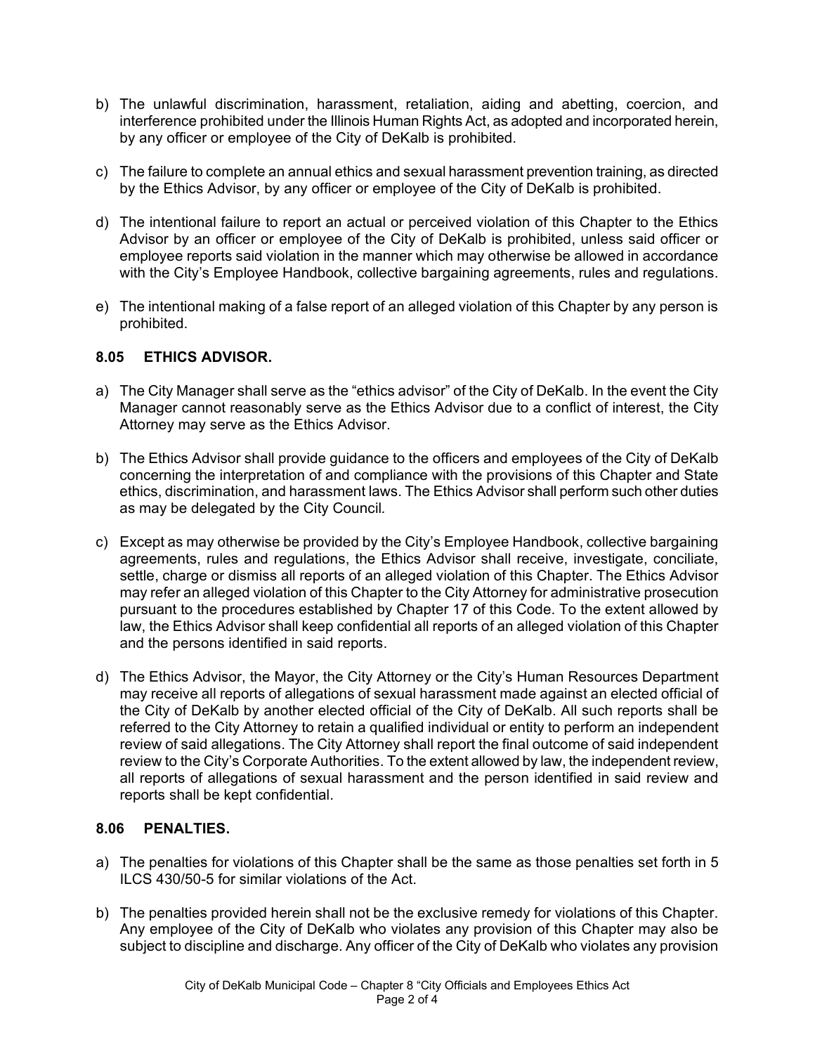b) The unlawful discrimination, harassment, retaliation, aiding and abetting, coercion, and interference prohibited under the Illinois Human Rights Act, as adopted and incorporated herein, by any officer or employee of the City of DeKalb is prohibited.

c) The failure to complete an annual ethics and sexual harassment prevention training, as directed by the Ethics Advisor, by any officer or employee of the City of DeKalb is prohibited.

d) The intentional failure to report an actual or perceived violation of this Chapter to the Ethics Advisor by an officer or employee of the City of DeKalb is prohibited, unless said officer or employee reports said violation in the manner which may otherwise be allowed in accordance with the City's Employee Handbook, collective bargaining agreements, rules and regulations.

e) The intentional making of a false report of an alleged violation of this Chapter by any person is prohibited.

## 8.05 ETHICS ADVISOR.

a) The City Manager shall serve as the "ethics advisor" of the City of DeKalb. In the event the City Manager cannot reasonably serve as the Ethics Advisor due to a conflict of interest, the City Attorney may serve as the Ethics Advisor.

b) The Ethics Advisor shall provide guidance to the officers and employees of the City of DeKalb concerning the interpretation of and compliance with the provisions of this Chapter and State ethics, discrimination, and harassment laws. The Ethics Advisor shall perform such other duties as may be delegated by the City Council.

c) Except as may otherwise be provided by the City's Employee Handbook, collective bargaining agreements, rules and regulations, the Ethics Advisor shall receive, investigate, conciliate, settle, charge or dismiss all reports of an alleged violation of this Chapter. The Ethics Advisor may refer an alleged violation of this Chapter to the City Attorney for administrative prosecution pursuant to the procedures established by Chapter 17 of this Code. To the extent allowed by law, the Ethics Advisor shall keep confidential all reports of an alleged violation of this Chapter and the persons identified in said reports.

d) The Ethics Advisor, the Mayor, the City Attorney or the City's Human Resources Department may receive all reports of allegations of sexual harassment made against an elected official of the City of DeKalb by another elected official of the City of DeKalb. All such reports shall be referred to the City Attorney to retain a qualified individual or entity to perform an independent review of said allegations. The City Attorney shall report the final outcome of said independent review to the City's Corporate Authorities. To the extent allowed by law, the independent review, all reports of allegations of sexual harassment and the person identified in said review and reports shall be kept confidential.

## 8.06 PENALTIES.

a) The penalties for violations of this Chapter shall be the same as those penalties set forth in 5 ILCS 430/50-5 for similar violations of the Act.

b) The penalties provided herein shall not be the exclusive remedy for violations of this Chapter. Any employee of the City of DeKalb who violates any provision of this Chapter may also be subject to discipline and discharge. Any officer of the City of DeKalb who violates any provision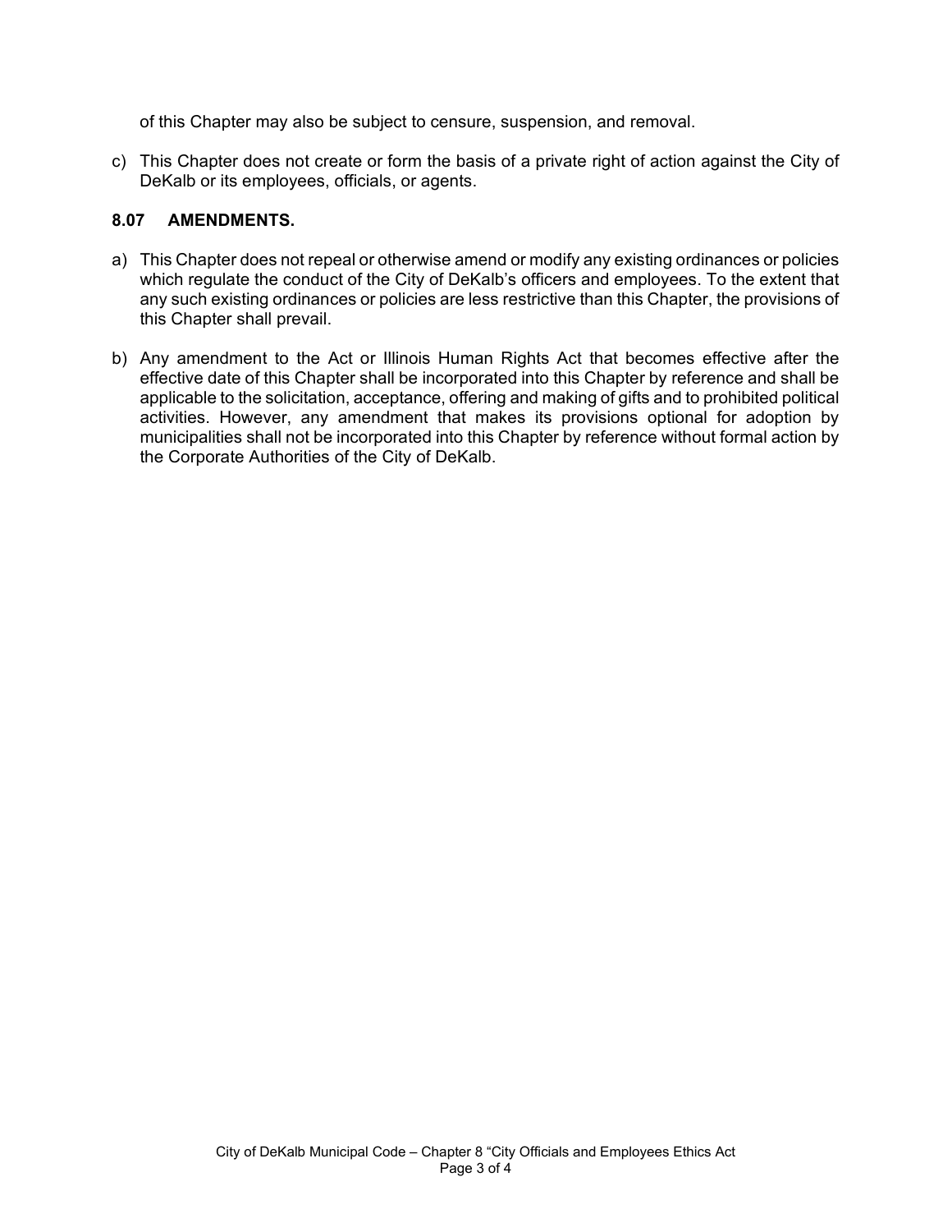of this Chapter may also be subject to censure, suspension, and removal.

c) This Chapter does not create or form the basis of a private right of action against the City of DeKalb or its employees, officials, or agents.

### 8.07 AMENDMENTS.

a) This Chapter does not repeal or otherwise amend or modify any existing ordinances or policies which regulate the conduct of the City of DeKalb's officers and employees. To the extent that any such existing ordinances or policies are less restrictive than this Chapter, the provisions of this Chapter shall prevail.

b) Any amendment to the Act or Illinois Human Rights Act that becomes effective after the effective date of this Chapter shall be incorporated into this Chapter by reference and shall be applicable to the solicitation, acceptance, offering and making of gifts and to prohibited political activities. However, any amendment that makes its provisions optional for adoption by municipalities shall not be incorporated into this Chapter by reference without formal action by the Corporate Authorities of the City of DeKalb.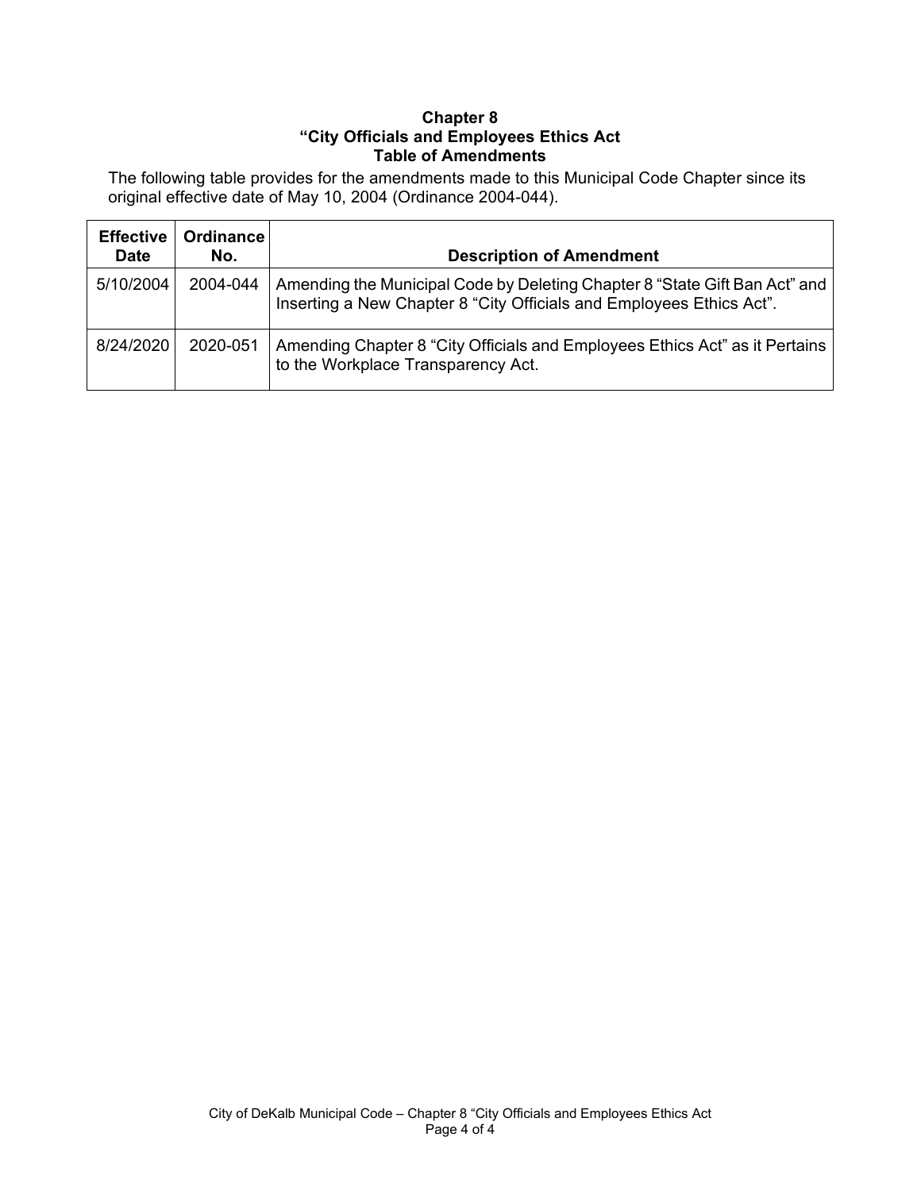**Chapter 8**
**"City Officials and Employees Ethics Act**
**Table of Amendments**

The following table provides for the amendments made to this Municipal Code Chapter since its original effective date of May 10, 2004 (Ordinance 2004-044).

| Effective Date | Ordinance No. | Description of Amendment |
|---|---|---|
| 5/10/2004 | 2004-044 | Amending the Municipal Code by Deleting Chapter 8 "State Gift Ban Act" and Inserting a New Chapter 8 "City Officials and Employees Ethics Act". |
| 8/24/2020 | 2020-051 | Amending Chapter 8 "City Officials and Employees Ethics Act" as it Pertains to the Workplace Transparency Act. |